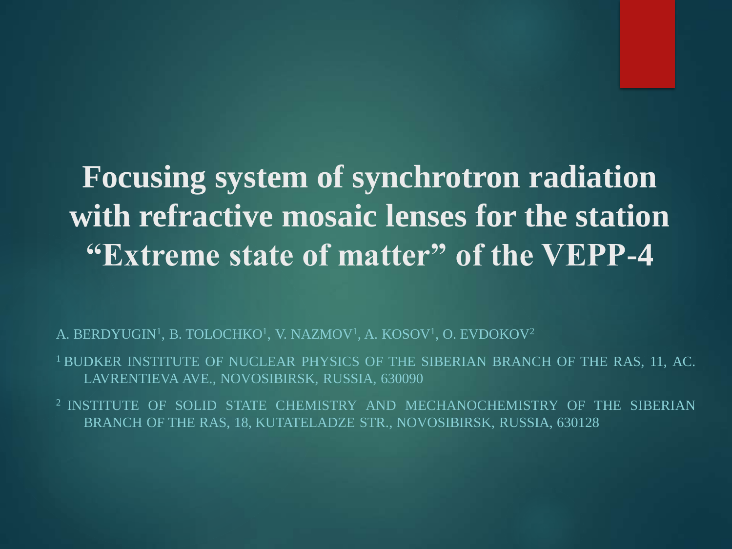# Focusing system of synchrotron radiation with refractive mosaic lenses for the station "Extreme state of matter" of the VEPP-4

A. BERDYUGIN[1], B. TOLOCHKO[1], V. NAZMOV[1], A. KOSOV[1], O. EVDOKOV[2]

[1] BUDKER INSTITUTE OF NUCLEAR PHYSICS OF THE SIBERIAN BRANCH OF THE RAS, 11, AC. LAVRENTIEVA AVE., NOVOSIBIRSK, RUSSIA, 630090

[2] INSTITUTE OF SOLID STATE CHEMISTRY AND MECHANOCHEMISTRY OF THE SIBERIAN BRANCH OF THE RAS, 18, KUTATELADZE STR., NOVOSIBIRSK, RUSSIA, 630128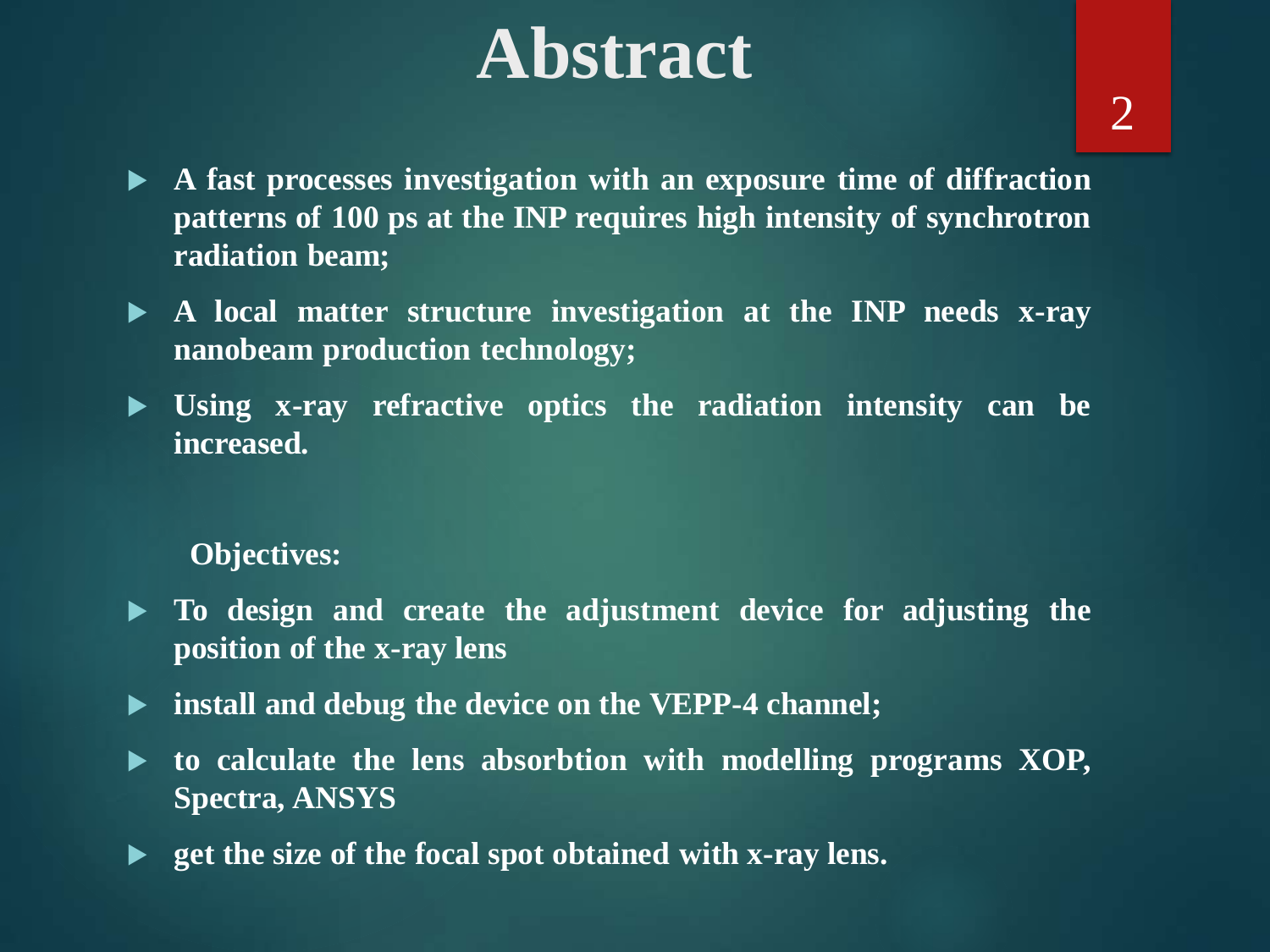# Abstract

- **A fast processes investigation with an exposure time of diffraction patterns of 100 ps at the INP requires high intensity of synchrotron radiation beam;**
- **A local matter structure investigation at the INP needs x-ray nanobeam production technology;**
- **Using x-ray refractive optics the radiation intensity can be increased.**

**Objectives:**

- **To design and create the adjustment device for adjusting the position of the x-ray lens**
- **install and debug the device on the VEPP-4 channel;**
- **to calculate the lens absorbtion with modelling programs XOP, Spectra, ANSYS**
- **get the size of the focal spot obtained with x-ray lens.**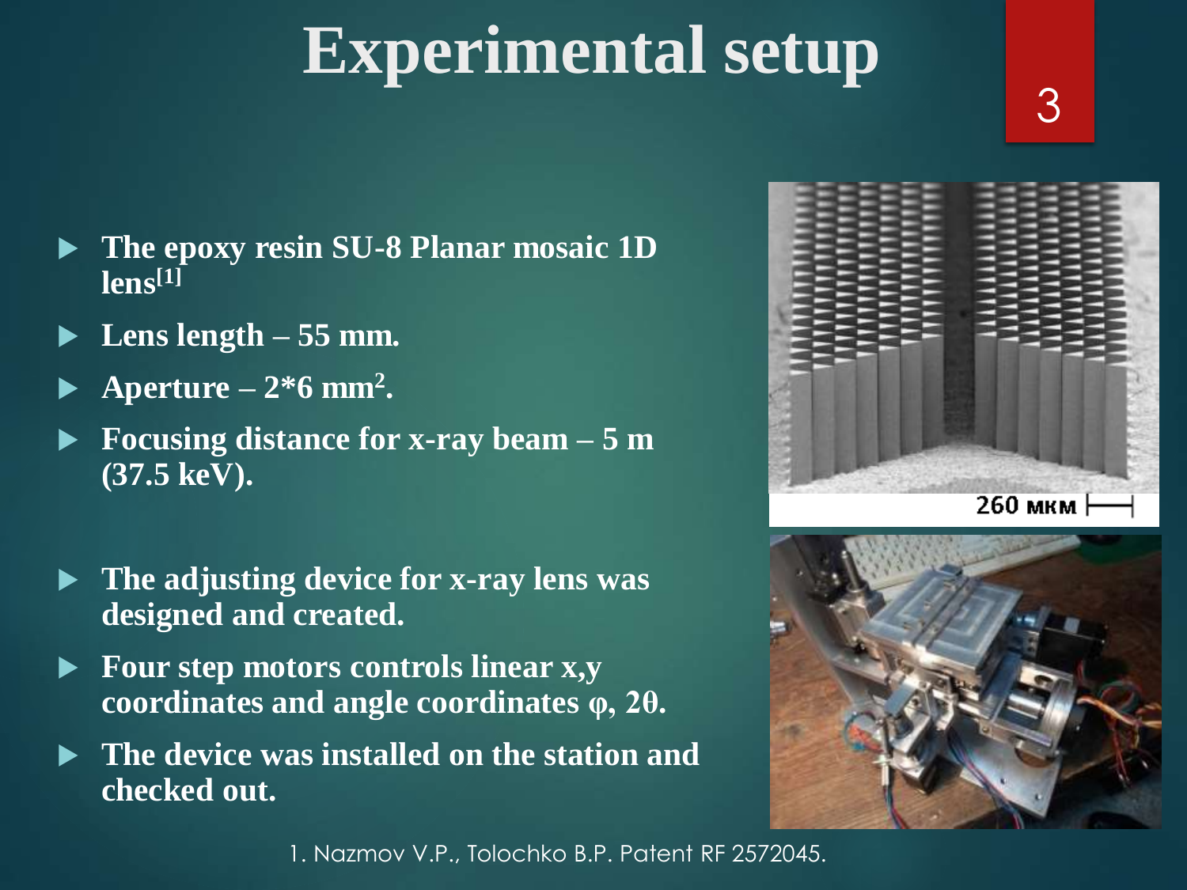# Experimental setup

- The epoxy resin SU-8 Planar mosaic 1D lens[1]
- Lens length – 55 mm.
- Aperture – 2*6 $mm^2$.
- Focusing distance for x-ray beam – 5 m (37.5 keV).

- The adjusting device for x-ray lens was designed and created.
- Four step motors controls linear x,y coordinates and angle coordinates φ, 2θ.
- The device was installed on the station and checked out.

260 мкм

1. Nazmov V.P., Tolochko B.P. Patent RF 2572045.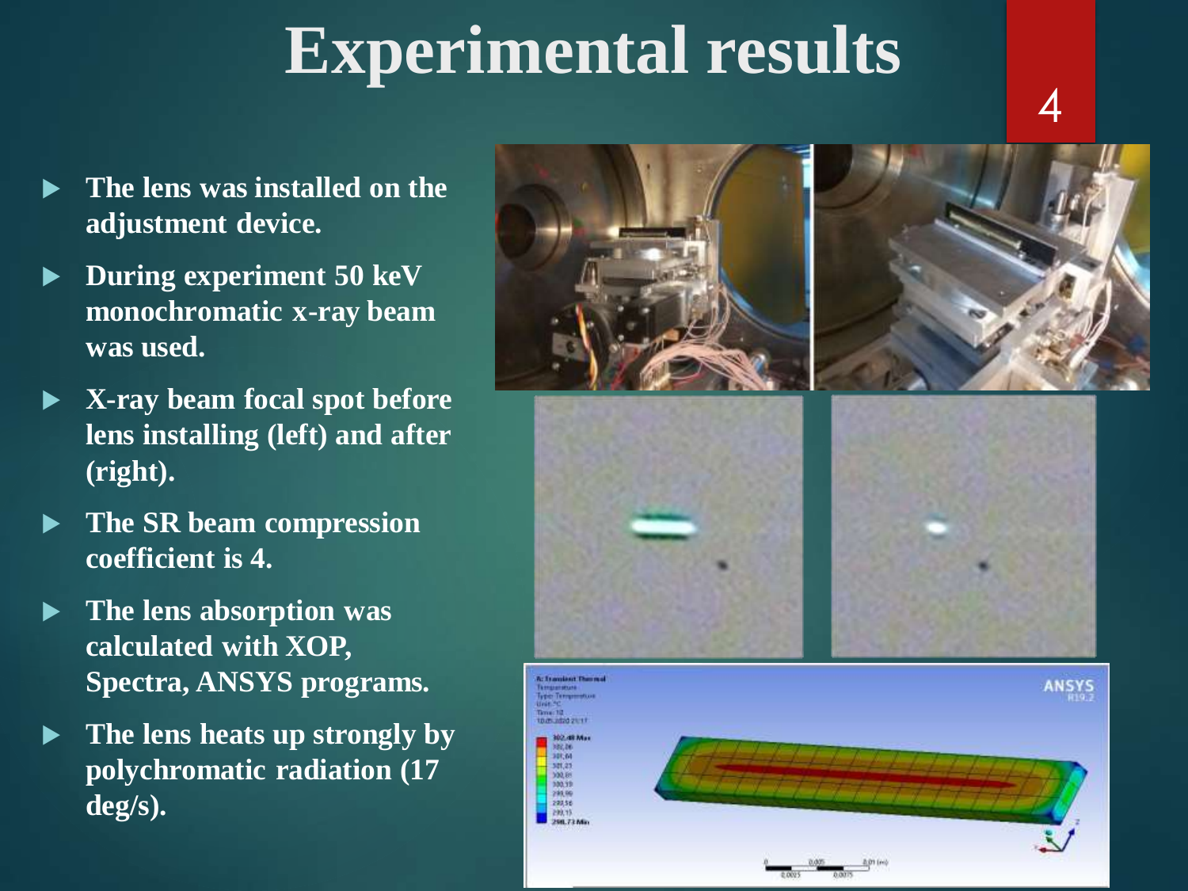# Experimental results

- **The lens was installed on the adjustment device.**
- **During experiment 50 keV monochromatic x-ray beam was used.**
- **X-ray beam focal spot before lens installing (left) and after (right).**
- **The SR beam compression coefficient is 4.**
- **The lens absorption was calculated with XOP, Spectra, ANSYS programs.**
- **The lens heats up strongly by polychromatic radiation (17 deg/s).**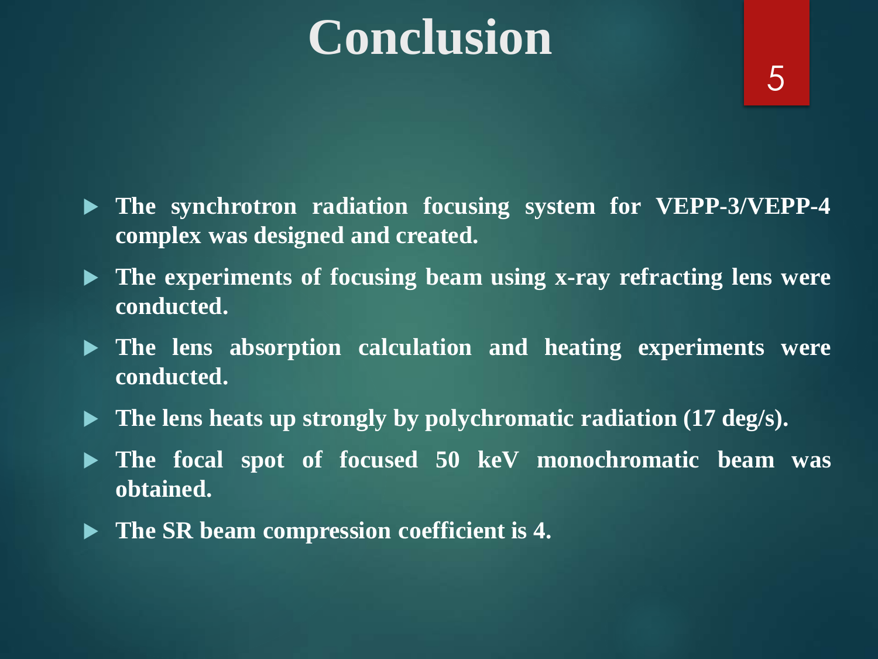# Conclusion

- **The synchrotron radiation focusing system for VEPP-3/VEPP-4 complex was designed and created.**
- **The experiments of focusing beam using x-ray refracting lens were conducted.**
- **The lens absorption calculation and heating experiments were conducted.**
- **The lens heats up strongly by polychromatic radiation (17 deg/s).**
- **The focal spot of focused 50 keV monochromatic beam was obtained.**
- **The SR beam compression coefficient is 4.**